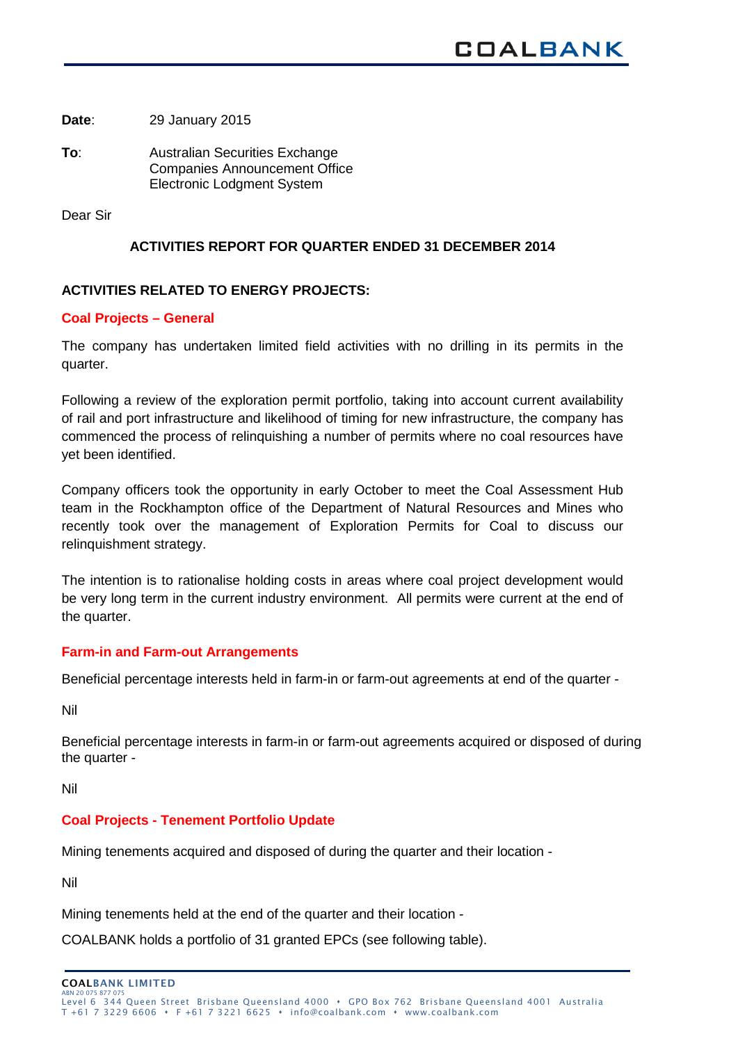**Date**: 29 January 2015

**To**: Australian Securities Exchange
Companies Announcement Office
Electronic Lodgment System

Dear Sir

## ACTIVITIES REPORT FOR QUARTER ENDED 31 DECEMBER 2014

### ACTIVITIES RELATED TO ENERGY PROJECTS:

#### Coal Projects – General

The company has undertaken limited field activities with no drilling in its permits in the quarter.

Following a review of the exploration permit portfolio, taking into account current availability of rail and port infrastructure and likelihood of timing for new infrastructure, the company has commenced the process of relinquishing a number of permits where no coal resources have yet been identified.

Company officers took the opportunity in early October to meet the Coal Assessment Hub team in the Rockhampton office of the Department of Natural Resources and Mines who recently took over the management of Exploration Permits for Coal to discuss our relinquishment strategy.

The intention is to rationalise holding costs in areas where coal project development would be very long term in the current industry environment. All permits were current at the end of the quarter.

#### Farm-in and Farm-out Arrangements

Beneficial percentage interests held in farm-in or farm-out agreements at end of the quarter -

Nil

Beneficial percentage interests in farm-in or farm-out agreements acquired or disposed of during the quarter -

Nil

#### Coal Projects - Tenement Portfolio Update

Mining tenements acquired and disposed of during the quarter and their location -

Nil

Mining tenements held at the end of the quarter and their location -

COALBANK holds a portfolio of 31 granted EPCs (see following table).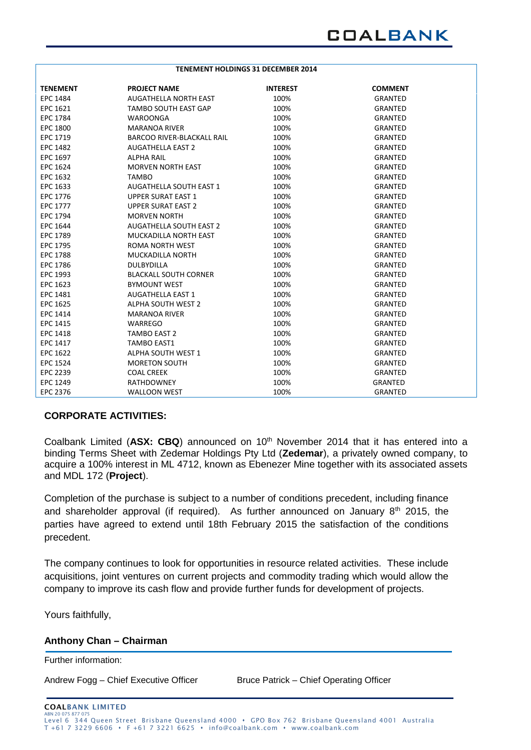**TENEMENT HOLDINGS 31 DECEMBER 2014**

| TENEMENT | PROJECT NAME | INTEREST | COMMENT |
|---|---|---|---|
| EPC 1484 | AUGATHELLA NORTH EAST | 100% | GRANTED |
| EPC 1621 | TAMBO SOUTH EAST GAP | 100% | GRANTED |
| EPC 1784 | WAROONGA | 100% | GRANTED |
| EPC 1800 | MARANOA RIVER | 100% | GRANTED |
| EPC 1719 | BARCOO RIVER-BLACKALL RAIL | 100% | GRANTED |
| EPC 1482 | AUGATHELLA EAST 2 | 100% | GRANTED |
| EPC 1697 | ALPHA RAIL | 100% | GRANTED |
| EPC 1624 | MORVEN NORTH EAST | 100% | GRANTED |
| EPC 1632 | TAMBO | 100% | GRANTED |
| EPC 1633 | AUGATHELLA SOUTH EAST 1 | 100% | GRANTED |
| EPC 1776 | UPPER SURAT EAST 1 | 100% | GRANTED |
| EPC 1777 | UPPER SURAT EAST 2 | 100% | GRANTED |
| EPC 1794 | MORVEN NORTH | 100% | GRANTED |
| EPC 1644 | AUGATHELLA SOUTH EAST 2 | 100% | GRANTED |
| EPC 1789 | MUCKADILLA NORTH EAST | 100% | GRANTED |
| EPC 1795 | ROMA NORTH WEST | 100% | GRANTED |
| EPC 1788 | MUCKADILLA NORTH | 100% | GRANTED |
| EPC 1786 | DULBYDILLA | 100% | GRANTED |
| EPC 1993 | BLACKALL SOUTH CORNER | 100% | GRANTED |
| EPC 1623 | BYMOUNT WEST | 100% | GRANTED |
| EPC 1481 | AUGATHELLA EAST 1 | 100% | GRANTED |
| EPC 1625 | ALPHA SOUTH WEST 2 | 100% | GRANTED |
| EPC 1414 | MARANOA RIVER | 100% | GRANTED |
| EPC 1415 | WARREGO | 100% | GRANTED |
| EPC 1418 | TAMBO EAST 2 | 100% | GRANTED |
| EPC 1417 | TAMBO EAST1 | 100% | GRANTED |
| EPC 1622 | ALPHA SOUTH WEST 1 | 100% | GRANTED |
| EPC 1524 | MORETON SOUTH | 100% | GRANTED |
| EPC 2239 | COAL CREEK | 100% | GRANTED |
| EPC 1249 | RATHDOWNEY | 100% | GRANTED |
| EPC 2376 | WALLOON WEST | 100% | GRANTED |

## CORPORATE ACTIVITIES:

Coalbank Limited (**ASX: CBQ**) announced on 10th November 2014 that it has entered into a binding Terms Sheet with Zedemar Holdings Pty Ltd (**Zedemar**), a privately owned company, to acquire a 100% interest in ML 4712, known as Ebenezer Mine together with its associated assets and MDL 172 (**Project**).

Completion of the purchase is subject to a number of conditions precedent, including finance and shareholder approval (if required). As further announced on January 8th 2015, the parties have agreed to extend until 18th February 2015 the satisfaction of the conditions precedent.

The company continues to look for opportunities in resource related activities. These include acquisitions, joint ventures on current projects and commodity trading which would allow the company to improve its cash flow and provide further funds for development of projects.

Yours faithfully,

**Anthony Chan – Chairman**

Further information:

Andrew Fogg – Chief Executive Officer     Bruce Patrick – Chief Operating Officer